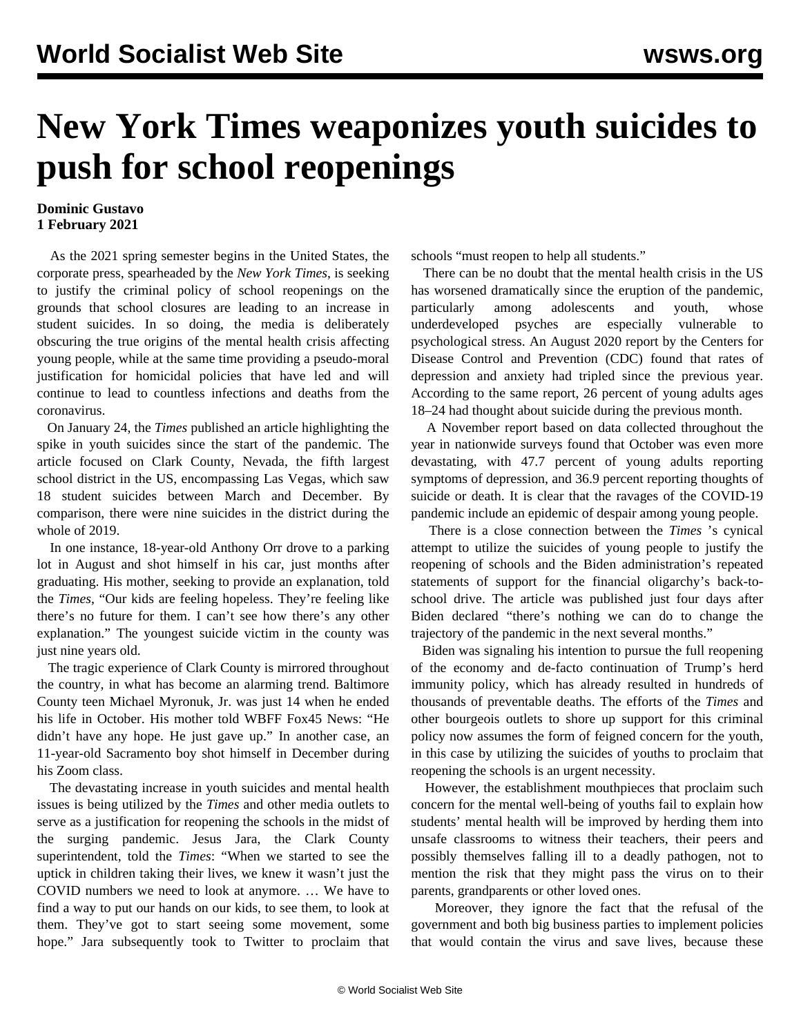# New York Times weaponizes youth suicides to push for school reopenings

**Dominic Gustavo**
**1 February 2021**

As the 2021 spring semester begins in the United States, the corporate press, spearheaded by the *New York Times*, is seeking to justify the criminal policy of school reopenings on the grounds that school closures are leading to an increase in student suicides. In so doing, the media is deliberately obscuring the true origins of the mental health crisis affecting young people, while at the same time providing a pseudo-moral justification for homicidal policies that have led and will continue to lead to countless infections and deaths from the coronavirus.

On January 24, the *Times* published an article highlighting the spike in youth suicides since the start of the pandemic. The article focused on Clark County, Nevada, the fifth largest school district in the US, encompassing Las Vegas, which saw 18 student suicides between March and December. By comparison, there were nine suicides in the district during the whole of 2019.

In one instance, 18-year-old Anthony Orr drove to a parking lot in August and shot himself in his car, just months after graduating. His mother, seeking to provide an explanation, told the *Times*, "Our kids are feeling hopeless. They're feeling like there's no future for them. I can't see how there's any other explanation." The youngest suicide victim in the county was just nine years old.

The tragic experience of Clark County is mirrored throughout the country, in what has become an alarming trend. Baltimore County teen Michael Myronuk, Jr. was just 14 when he ended his life in October. His mother told WBFF Fox45 News: "He didn't have any hope. He just gave up." In another case, an 11-year-old Sacramento boy shot himself in December during his Zoom class.

The devastating increase in youth suicides and mental health issues is being utilized by the *Times* and other media outlets to serve as a justification for reopening the schools in the midst of the surging pandemic. Jesus Jara, the Clark County superintendent, told the *Times*: "When we started to see the uptick in children taking their lives, we knew it wasn't just the COVID numbers we need to look at anymore. … We have to find a way to put our hands on our kids, to see them, to look at them. They've got to start seeing some movement, some hope." Jara subsequently took to Twitter to proclaim that schools "must reopen to help all students."

There can be no doubt that the mental health crisis in the US has worsened dramatically since the eruption of the pandemic, particularly among adolescents and youth, whose underdeveloped psyches are especially vulnerable to psychological stress. An August 2020 report by the Centers for Disease Control and Prevention (CDC) found that rates of depression and anxiety had tripled since the previous year. According to the same report, 26 percent of young adults ages 18–24 had thought about suicide during the previous month.

A November report based on data collected throughout the year in nationwide surveys found that October was even more devastating, with 47.7 percent of young adults reporting symptoms of depression, and 36.9 percent reporting thoughts of suicide or death. It is clear that the ravages of the COVID-19 pandemic include an epidemic of despair among young people.

There is a close connection between the *Times* 's cynical attempt to utilize the suicides of young people to justify the reopening of schools and the Biden administration's repeated statements of support for the financial oligarchy's back-to-school drive. The article was published just four days after Biden declared "there's nothing we can do to change the trajectory of the pandemic in the next several months."

Biden was signaling his intention to pursue the full reopening of the economy and de-facto continuation of Trump's herd immunity policy, which has already resulted in hundreds of thousands of preventable deaths. The efforts of the *Times* and other bourgeois outlets to shore up support for this criminal policy now assumes the form of feigned concern for the youth, in this case by utilizing the suicides of youths to proclaim that reopening the schools is an urgent necessity.

However, the establishment mouthpieces that proclaim such concern for the mental well-being of youths fail to explain how students' mental health will be improved by herding them into unsafe classrooms to witness their teachers, their peers and possibly themselves falling ill to a deadly pathogen, not to mention the risk that they might pass the virus on to their parents, grandparents or other loved ones.

Moreover, they ignore the fact that the refusal of the government and both big business parties to implement policies that would contain the virus and save lives, because these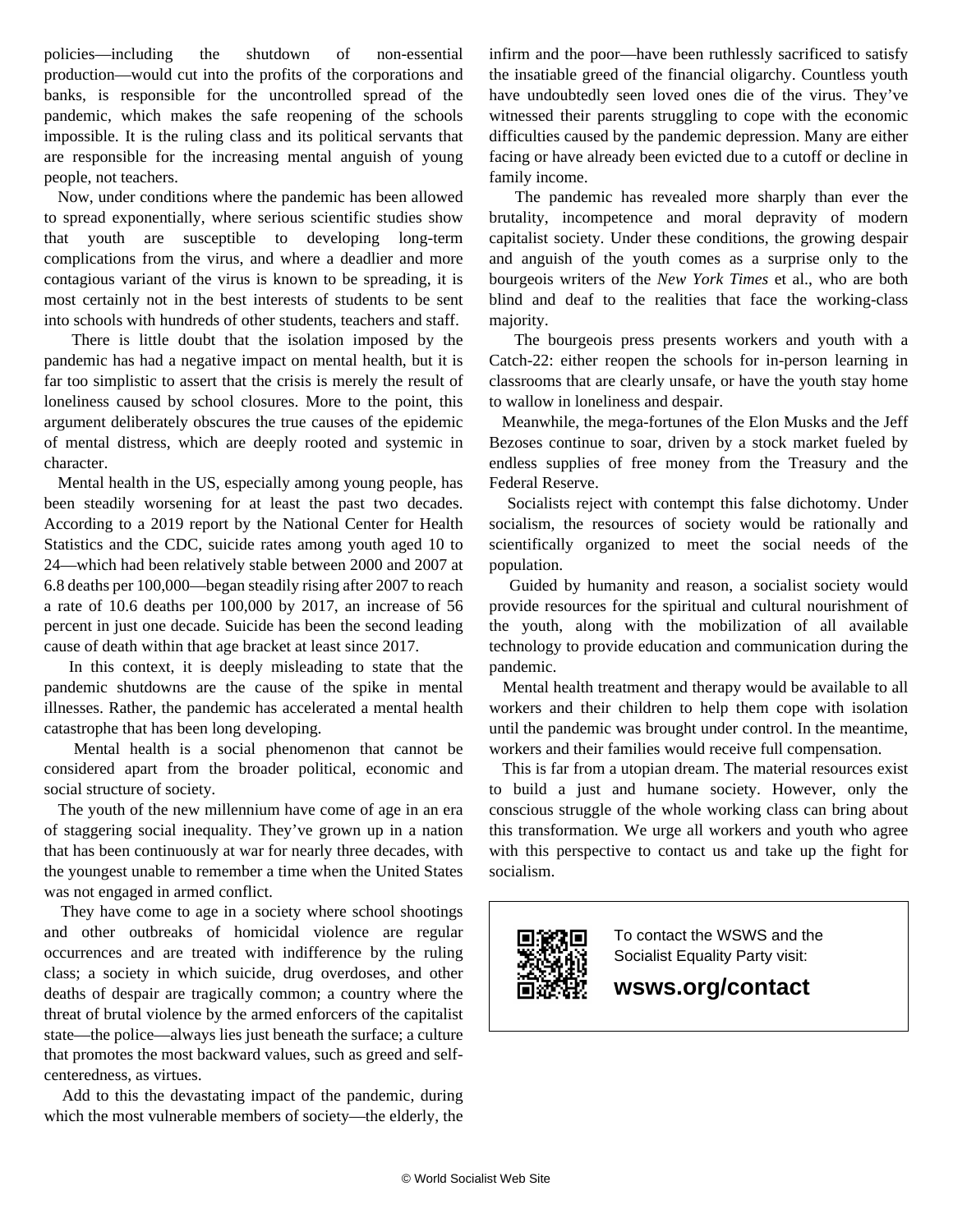policies—including the shutdown of non-essential production—would cut into the profits of the corporations and banks, is responsible for the uncontrolled spread of the pandemic, which makes the safe reopening of the schools impossible. It is the ruling class and its political servants that are responsible for the increasing mental anguish of young people, not teachers.

Now, under conditions where the pandemic has been allowed to spread exponentially, where serious scientific studies show that youth are susceptible to developing long-term complications from the virus, and where a deadlier and more contagious variant of the virus is known to be spreading, it is most certainly not in the best interests of students to be sent into schools with hundreds of other students, teachers and staff.

There is little doubt that the isolation imposed by the pandemic has had a negative impact on mental health, but it is far too simplistic to assert that the crisis is merely the result of loneliness caused by school closures. More to the point, this argument deliberately obscures the true causes of the epidemic of mental distress, which are deeply rooted and systemic in character.

Mental health in the US, especially among young people, has been steadily worsening for at least the past two decades. According to a 2019 report by the National Center for Health Statistics and the CDC, suicide rates among youth aged 10 to 24—which had been relatively stable between 2000 and 2007 at 6.8 deaths per 100,000—began steadily rising after 2007 to reach a rate of 10.6 deaths per 100,000 by 2017, an increase of 56 percent in just one decade. Suicide has been the second leading cause of death within that age bracket at least since 2017.

In this context, it is deeply misleading to state that the pandemic shutdowns are the cause of the spike in mental illnesses. Rather, the pandemic has accelerated a mental health catastrophe that has been long developing.

Mental health is a social phenomenon that cannot be considered apart from the broader political, economic and social structure of society.

The youth of the new millennium have come of age in an era of staggering social inequality. They've grown up in a nation that has been continuously at war for nearly three decades, with the youngest unable to remember a time when the United States was not engaged in armed conflict.

They have come to age in a society where school shootings and other outbreaks of homicidal violence are regular occurrences and are treated with indifference by the ruling class; a society in which suicide, drug overdoses, and other deaths of despair are tragically common; a country where the threat of brutal violence by the armed enforcers of the capitalist state—the police—always lies just beneath the surface; a culture that promotes the most backward values, such as greed and self-centeredness, as virtues.

Add to this the devastating impact of the pandemic, during which the most vulnerable members of society—the elderly, the infirm and the poor—have been ruthlessly sacrificed to satisfy the insatiable greed of the financial oligarchy. Countless youth have undoubtedly seen loved ones die of the virus. They've witnessed their parents struggling to cope with the economic difficulties caused by the pandemic depression. Many are either facing or have already been evicted due to a cutoff or decline in family income.

The pandemic has revealed more sharply than ever the brutality, incompetence and moral depravity of modern capitalist society. Under these conditions, the growing despair and anguish of the youth comes as a surprise only to the bourgeois writers of the *New York Times* et al., who are both blind and deaf to the realities that face the working-class majority.

The bourgeois press presents workers and youth with a Catch-22: either reopen the schools for in-person learning in classrooms that are clearly unsafe, or have the youth stay home to wallow in loneliness and despair.

Meanwhile, the mega-fortunes of the Elon Musks and the Jeff Bezoses continue to soar, driven by a stock market fueled by endless supplies of free money from the Treasury and the Federal Reserve.

Socialists reject with contempt this false dichotomy. Under socialism, the resources of society would be rationally and scientifically organized to meet the social needs of the population.

Guided by humanity and reason, a socialist society would provide resources for the spiritual and cultural nourishment of the youth, along with the mobilization of all available technology to provide education and communication during the pandemic.

Mental health treatment and therapy would be available to all workers and their children to help them cope with isolation until the pandemic was brought under control. In the meantime, workers and their families would receive full compensation.

This is far from a utopian dream. The material resources exist to build a just and humane society. However, only the conscious struggle of the whole working class can bring about this transformation. We urge all workers and youth who agree with this perspective to contact us and take up the fight for socialism.

To contact the WSWS and the Socialist Equality Party visit:

**wsws.org/contact**